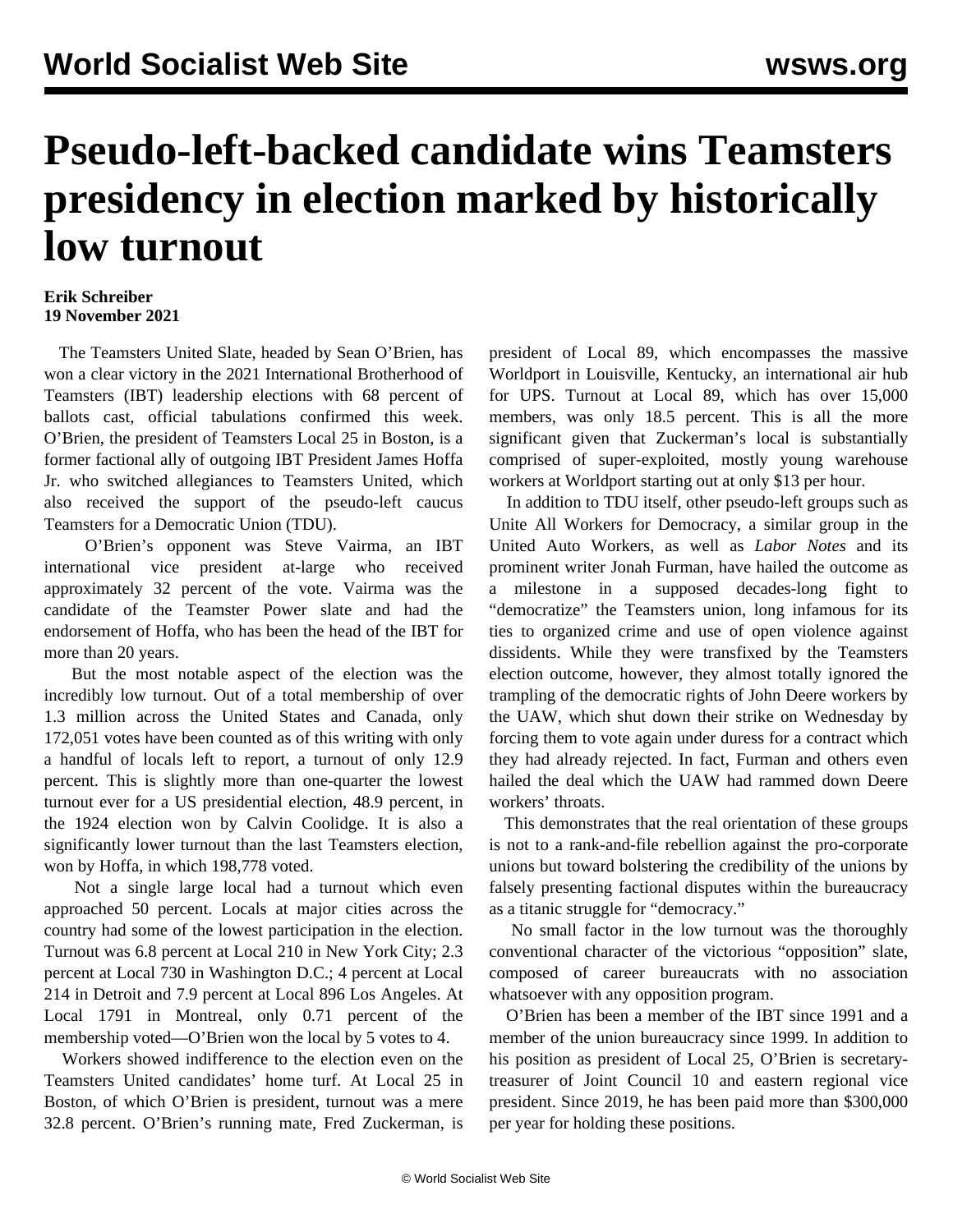# Pseudo-left-backed candidate wins Teamsters presidency in election marked by historically low turnout

**Erik Schreiber**
**19 November 2021**

The Teamsters United Slate, headed by Sean O'Brien, has won a clear victory in the 2021 International Brotherhood of Teamsters (IBT) leadership elections with 68 percent of ballots cast, official tabulations confirmed this week. O'Brien, the president of Teamsters Local 25 in Boston, is a former factional ally of outgoing IBT President James Hoffa Jr. who switched allegiances to Teamsters United, which also received the support of the pseudo-left caucus Teamsters for a Democratic Union (TDU).

O'Brien's opponent was Steve Vairma, an IBT international vice president at-large who received approximately 32 percent of the vote. Vairma was the candidate of the Teamster Power slate and had the endorsement of Hoffa, who has been the head of the IBT for more than 20 years.

But the most notable aspect of the election was the incredibly low turnout. Out of a total membership of over 1.3 million across the United States and Canada, only 172,051 votes have been counted as of this writing with only a handful of locals left to report, a turnout of only 12.9 percent. This is slightly more than one-quarter the lowest turnout ever for a US presidential election, 48.9 percent, in the 1924 election won by Calvin Coolidge. It is also a significantly lower turnout than the last Teamsters election, won by Hoffa, in which 198,778 voted.

Not a single large local had a turnout which even approached 50 percent. Locals at major cities across the country had some of the lowest participation in the election. Turnout was 6.8 percent at Local 210 in New York City; 2.3 percent at Local 730 in Washington D.C.; 4 percent at Local 214 in Detroit and 7.9 percent at Local 896 Los Angeles. At Local 1791 in Montreal, only 0.71 percent of the membership voted—O'Brien won the local by 5 votes to 4.

Workers showed indifference to the election even on the Teamsters United candidates' home turf. At Local 25 in Boston, of which O'Brien is president, turnout was a mere 32.8 percent. O'Brien's running mate, Fred Zuckerman, is president of Local 89, which encompasses the massive Worldport in Louisville, Kentucky, an international air hub for UPS. Turnout at Local 89, which has over 15,000 members, was only 18.5 percent. This is all the more significant given that Zuckerman's local is substantially comprised of super-exploited, mostly young warehouse workers at Worldport starting out at only $13 per hour.

In addition to TDU itself, other pseudo-left groups such as Unite All Workers for Democracy, a similar group in the United Auto Workers, as well as *Labor Notes* and its prominent writer Jonah Furman, have hailed the outcome as a milestone in a supposed decades-long fight to "democratize" the Teamsters union, long infamous for its ties to organized crime and use of open violence against dissidents. While they were transfixed by the Teamsters election outcome, however, they almost totally ignored the trampling of the democratic rights of John Deere workers by the UAW, which shut down their strike on Wednesday by forcing them to vote again under duress for a contract which they had already rejected. In fact, Furman and others even hailed the deal which the UAW had rammed down Deere workers' throats.

This demonstrates that the real orientation of these groups is not to a rank-and-file rebellion against the pro-corporate unions but toward bolstering the credibility of the unions by falsely presenting factional disputes within the bureaucracy as a titanic struggle for "democracy."

No small factor in the low turnout was the thoroughly conventional character of the victorious "opposition" slate, composed of career bureaucrats with no association whatsoever with any opposition program.

O'Brien has been a member of the IBT since 1991 and a member of the union bureaucracy since 1999. In addition to his position as president of Local 25, O'Brien is secretary-treasurer of Joint Council 10 and eastern regional vice president. Since 2019, he has been paid more than $300,000 per year for holding these positions.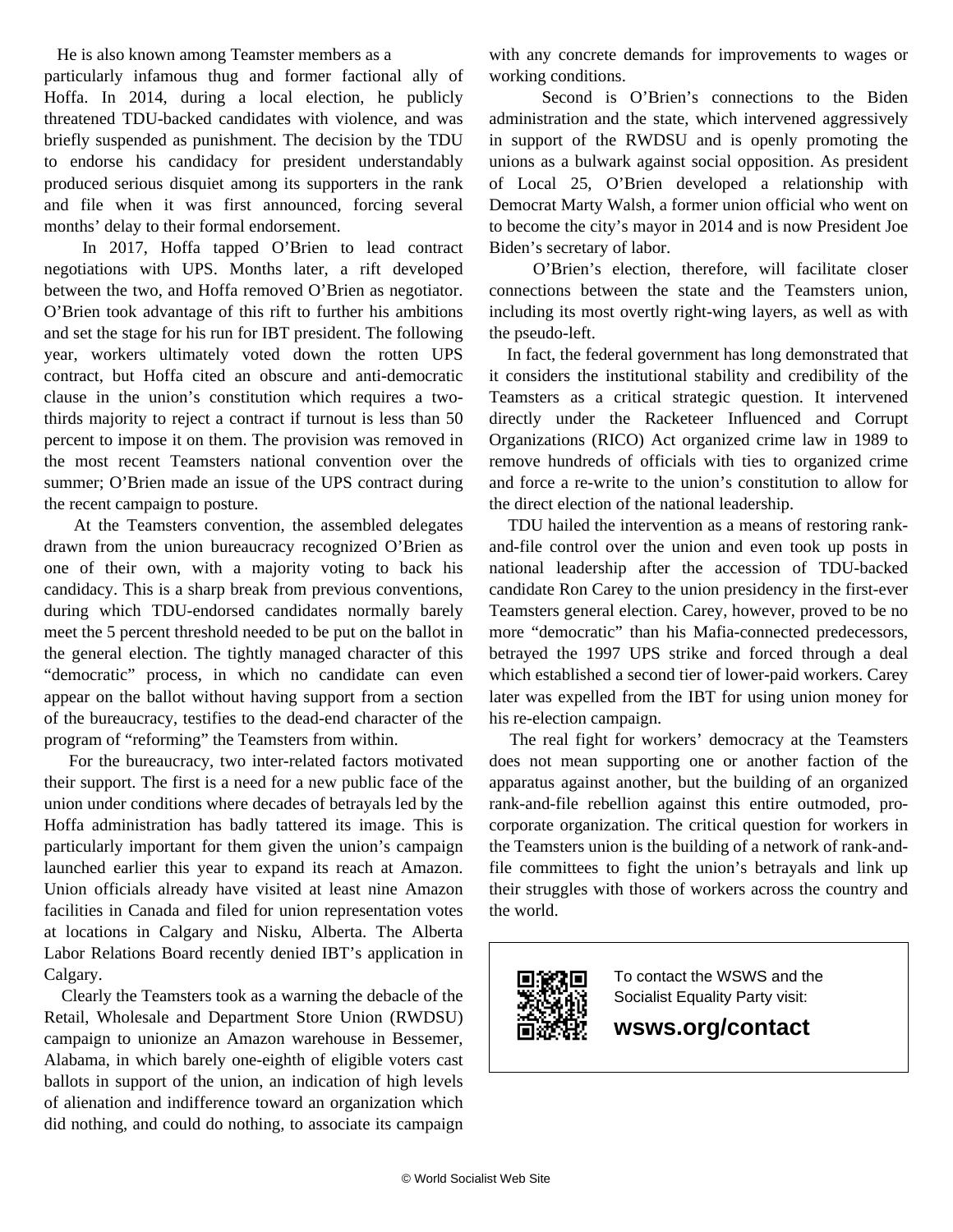He is also known among Teamster members as a particularly infamous thug and former factional ally of Hoffa. In 2014, during a local election, he publicly threatened TDU-backed candidates with violence, and was briefly suspended as punishment. The decision by the TDU to endorse his candidacy for president understandably produced serious disquiet among its supporters in the rank and file when it was first announced, forcing several months' delay to their formal endorsement.

In 2017, Hoffa tapped O'Brien to lead contract negotiations with UPS. Months later, a rift developed between the two, and Hoffa removed O'Brien as negotiator. O'Brien took advantage of this rift to further his ambitions and set the stage for his run for IBT president. The following year, workers ultimately voted down the rotten UPS contract, but Hoffa cited an obscure and anti-democratic clause in the union's constitution which requires a two-thirds majority to reject a contract if turnout is less than 50 percent to impose it on them. The provision was removed in the most recent Teamsters national convention over the summer; O'Brien made an issue of the UPS contract during the recent campaign to posture.

At the Teamsters convention, the assembled delegates drawn from the union bureaucracy recognized O'Brien as one of their own, with a majority voting to back his candidacy. This is a sharp break from previous conventions, during which TDU-endorsed candidates normally barely meet the 5 percent threshold needed to be put on the ballot in the general election. The tightly managed character of this "democratic" process, in which no candidate can even appear on the ballot without having support from a section of the bureaucracy, testifies to the dead-end character of the program of "reforming" the Teamsters from within.

For the bureaucracy, two inter-related factors motivated their support. The first is a need for a new public face of the union under conditions where decades of betrayals led by the Hoffa administration has badly tattered its image. This is particularly important for them given the union's campaign launched earlier this year to expand its reach at Amazon. Union officials already have visited at least nine Amazon facilities in Canada and filed for union representation votes at locations in Calgary and Nisku, Alberta. The Alberta Labor Relations Board recently denied IBT's application in Calgary.

Clearly the Teamsters took as a warning the debacle of the Retail, Wholesale and Department Store Union (RWDSU) campaign to unionize an Amazon warehouse in Bessemer, Alabama, in which barely one-eighth of eligible voters cast ballots in support of the union, an indication of high levels of alienation and indifference toward an organization which did nothing, and could do nothing, to associate its campaign with any concrete demands for improvements to wages or working conditions.

Second is O'Brien's connections to the Biden administration and the state, which intervened aggressively in support of the RWDSU and is openly promoting the unions as a bulwark against social opposition. As president of Local 25, O'Brien developed a relationship with Democrat Marty Walsh, a former union official who went on to become the city's mayor in 2014 and is now President Joe Biden's secretary of labor.

O'Brien's election, therefore, will facilitate closer connections between the state and the Teamsters union, including its most overtly right-wing layers, as well as with the pseudo-left.

In fact, the federal government has long demonstrated that it considers the institutional stability and credibility of the Teamsters as a critical strategic question. It intervened directly under the Racketeer Influenced and Corrupt Organizations (RICO) Act organized crime law in 1989 to remove hundreds of officials with ties to organized crime and force a re-write to the union's constitution to allow for the direct election of the national leadership.

TDU hailed the intervention as a means of restoring rank-and-file control over the union and even took up posts in national leadership after the accession of TDU-backed candidate Ron Carey to the union presidency in the first-ever Teamsters general election. Carey, however, proved to be no more "democratic" than his Mafia-connected predecessors, betrayed the 1997 UPS strike and forced through a deal which established a second tier of lower-paid workers. Carey later was expelled from the IBT for using union money for his re-election campaign.

The real fight for workers' democracy at the Teamsters does not mean supporting one or another faction of the apparatus against another, but the building of an organized rank-and-file rebellion against this entire outmoded, pro-corporate organization. The critical question for workers in the Teamsters union is the building of a network of rank-and-file committees to fight the union's betrayals and link up their struggles with those of workers across the country and the world.

To contact the WSWS and the Socialist Equality Party visit:

**wsws.org/contact**